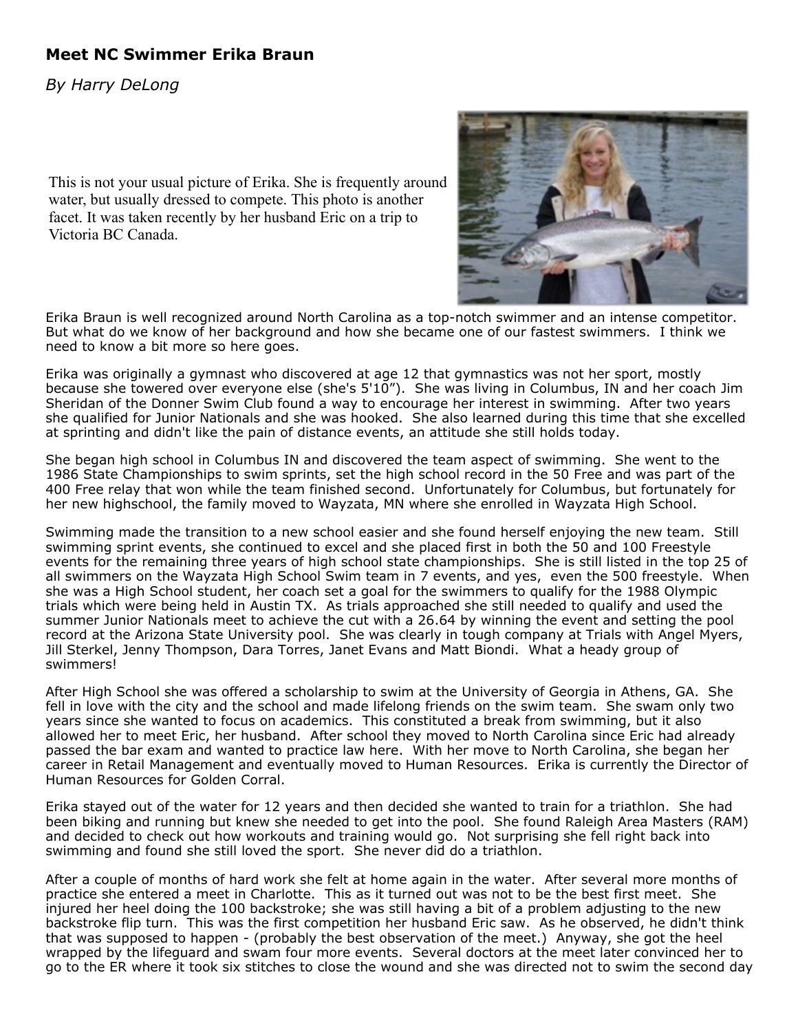## Meet NC Swimmer Erika Braun

*By Harry DeLong*

This is not your usual picture of Erika. She is frequently around water, but usually dressed to compete. This photo is another facet. It was taken recently by her husband Eric on a trip to Victoria BC Canada.

Erika Braun is well recognized around North Carolina as a top-notch swimmer and an intense competitor. But what do we know of her background and how she became one of our fastest swimmers. I think we need to know a bit more so here goes.

Erika was originally a gymnast who discovered at age 12 that gymnastics was not her sport, mostly because she towered over everyone else (she's 5'10"). She was living in Columbus, IN and her coach Jim Sheridan of the Donner Swim Club found a way to encourage her interest in swimming. After two years she qualified for Junior Nationals and she was hooked. She also learned during this time that she excelled at sprinting and didn't like the pain of distance events, an attitude she still holds today.

She began high school in Columbus IN and discovered the team aspect of swimming. She went to the 1986 State Championships to swim sprints, set the high school record in the 50 Free and was part of the 400 Free relay that won while the team finished second. Unfortunately for Columbus, but fortunately for her new highschool, the family moved to Wayzata, MN where she enrolled in Wayzata High School.

Swimming made the transition to a new school easier and she found herself enjoying the new team. Still swimming sprint events, she continued to excel and she placed first in both the 50 and 100 Freestyle events for the remaining three years of high school state championships. She is still listed in the top 25 of all swimmers on the Wayzata High School Swim team in 7 events, and yes, even the 500 freestyle. When she was a High School student, her coach set a goal for the swimmers to qualify for the 1988 Olympic trials which were being held in Austin TX. As trials approached she still needed to qualify and used the summer Junior Nationals meet to achieve the cut with a 26.64 by winning the event and setting the pool record at the Arizona State University pool. She was clearly in tough company at Trials with Angel Myers, Jill Sterkel, Jenny Thompson, Dara Torres, Janet Evans and Matt Biondi. What a heady group of swimmers!

After High School she was offered a scholarship to swim at the University of Georgia in Athens, GA. She fell in love with the city and the school and made lifelong friends on the swim team. She swam only two years since she wanted to focus on academics. This constituted a break from swimming, but it also allowed her to meet Eric, her husband. After school they moved to North Carolina since Eric had already passed the bar exam and wanted to practice law here. With her move to North Carolina, she began her career in Retail Management and eventually moved to Human Resources. Erika is currently the Director of Human Resources for Golden Corral.

Erika stayed out of the water for 12 years and then decided she wanted to train for a triathlon. She had been biking and running but knew she needed to get into the pool. She found Raleigh Area Masters (RAM) and decided to check out how workouts and training would go. Not surprising she fell right back into swimming and found she still loved the sport. She never did do a triathlon.

After a couple of months of hard work she felt at home again in the water. After several more months of practice she entered a meet in Charlotte. This as it turned out was not to be the best first meet. She injured her heel doing the 100 backstroke; she was still having a bit of a problem adjusting to the new backstroke flip turn. This was the first competition her husband Eric saw. As he observed, he didn't think that was supposed to happen - (probably the best observation of the meet.) Anyway, she got the heel wrapped by the lifeguard and swam four more events. Several doctors at the meet later convinced her to go to the ER where it took six stitches to close the wound and she was directed not to swim the second day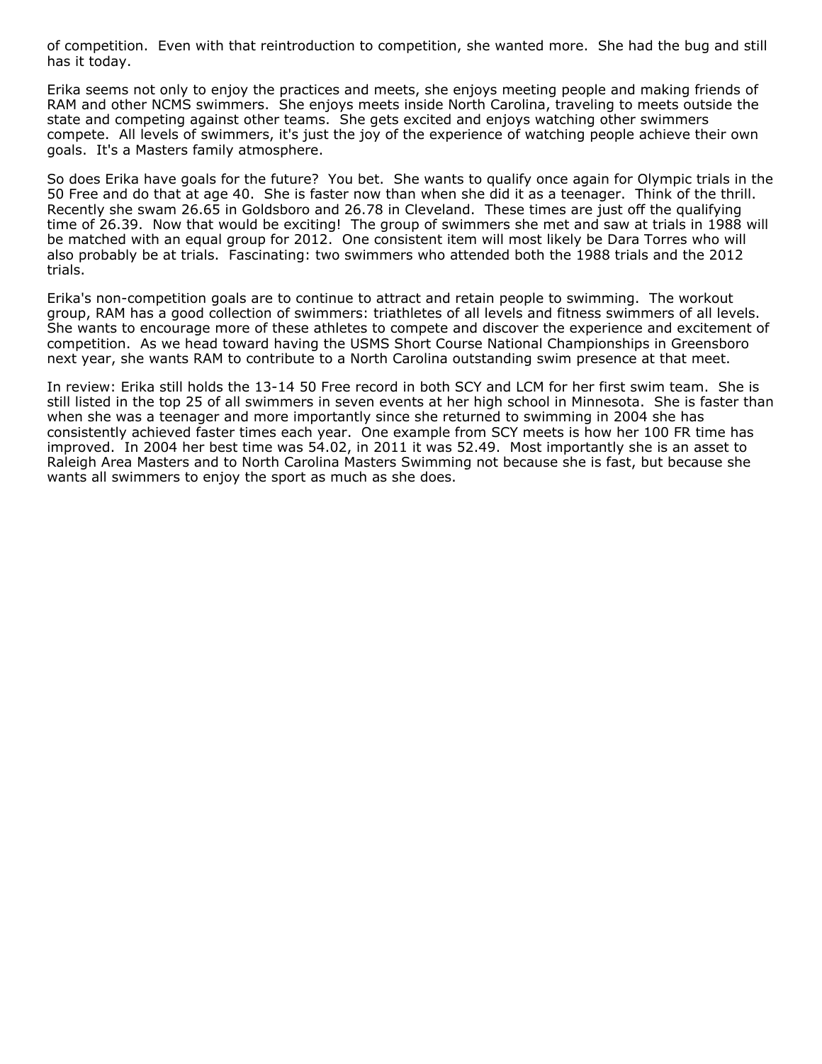of competition. Even with that reintroduction to competition, she wanted more. She had the bug and still has it today.

Erika seems not only to enjoy the practices and meets, she enjoys meeting people and making friends of RAM and other NCMS swimmers. She enjoys meets inside North Carolina, traveling to meets outside the state and competing against other teams. She gets excited and enjoys watching other swimmers compete. All levels of swimmers, it's just the joy of the experience of watching people achieve their own goals. It's a Masters family atmosphere.

So does Erika have goals for the future? You bet. She wants to qualify once again for Olympic trials in the 50 Free and do that at age 40. She is faster now than when she did it as a teenager. Think of the thrill. Recently she swam 26.65 in Goldsboro and 26.78 in Cleveland. These times are just off the qualifying time of 26.39. Now that would be exciting! The group of swimmers she met and saw at trials in 1988 will be matched with an equal group for 2012. One consistent item will most likely be Dara Torres who will also probably be at trials. Fascinating: two swimmers who attended both the 1988 trials and the 2012 trials.

Erika's non-competition goals are to continue to attract and retain people to swimming. The workout group, RAM has a good collection of swimmers: triathletes of all levels and fitness swimmers of all levels. She wants to encourage more of these athletes to compete and discover the experience and excitement of competition. As we head toward having the USMS Short Course National Championships in Greensboro next year, she wants RAM to contribute to a North Carolina outstanding swim presence at that meet.

In review: Erika still holds the 13-14 50 Free record in both SCY and LCM for her first swim team. She is still listed in the top 25 of all swimmers in seven events at her high school in Minnesota. She is faster than when she was a teenager and more importantly since she returned to swimming in 2004 she has consistently achieved faster times each year. One example from SCY meets is how her 100 FR time has improved. In 2004 her best time was 54.02, in 2011 it was 52.49. Most importantly she is an asset to Raleigh Area Masters and to North Carolina Masters Swimming not because she is fast, but because she wants all swimmers to enjoy the sport as much as she does.